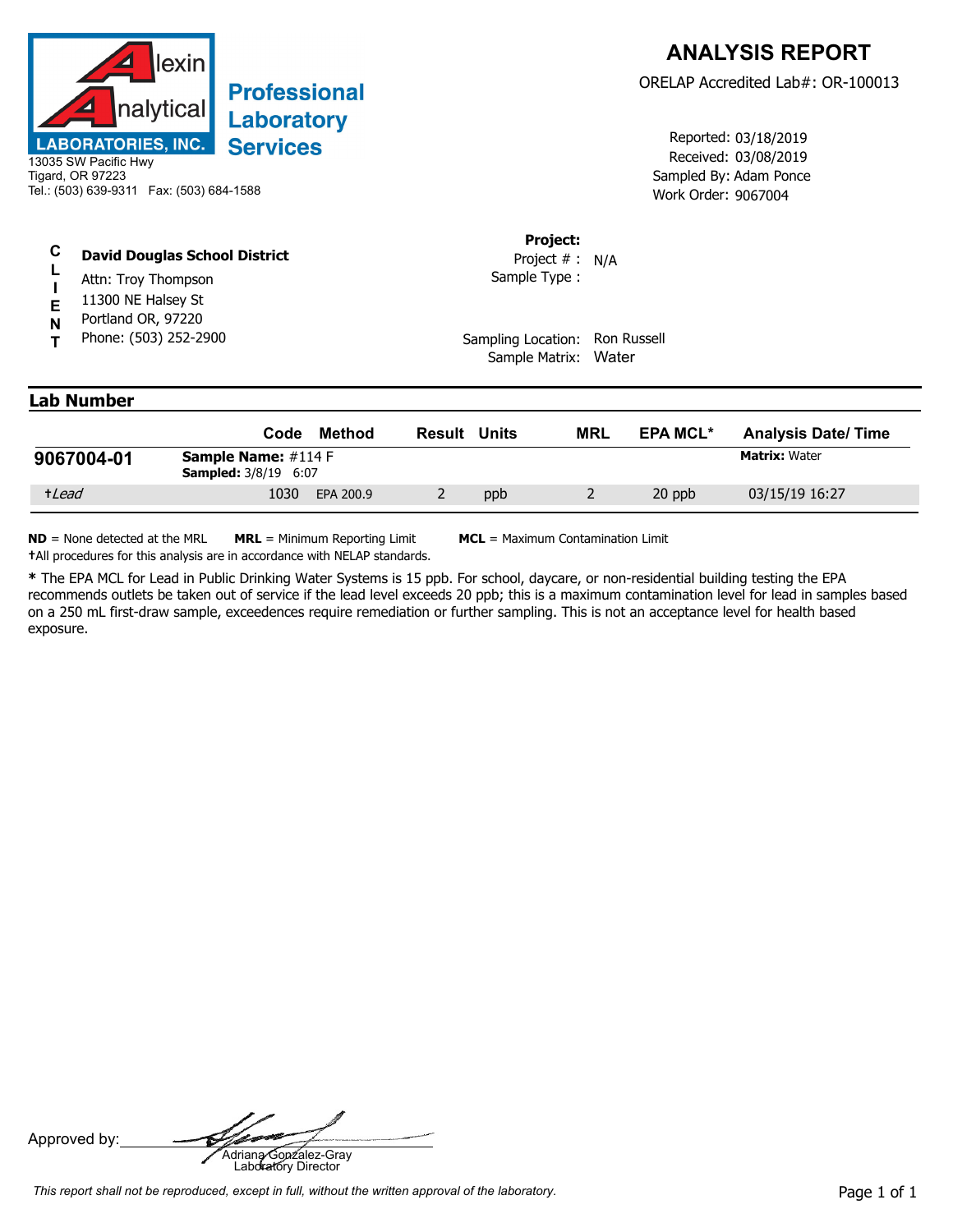**Alexin Analytical Laboratories, Inc.**

**Professional Laboratory Services**

13035 SW Pacific Hwy
Tigard, OR 97223
Tel.: (503) 639-9311 Fax: (503) 684-1588

# ANALYSIS REPORT

ORELAP Accredited Lab#: OR-100013

Reported: 03/18/2019
Received: 03/08/2019
Sampled By: Adam Ponce
Work Order: 9067004

**CLIENT**

**David Douglas School District**
Attn: Troy Thompson
11300 NE Halsey St
Portland OR, 97220
Phone: (503) 252-2900

**Project:**
Project # : N/A
Sample Type :

Sampling Location: Ron Russell
Sample Matrix: Water

## Lab Number

| | Code | Method | Result | Units | MRL | EPA MCL* | Analysis Date/ Time |
|---|---|---|---|---|---|---|---|
| **9067004-01** | **Sample Name:** #114 F **Sampled:** 3/8/19 6:07 | | | | | | **Matrix:** Water |
| †*Lead* | 1030 | EPA 200.9 | 2 | ppb | 2 | 20 ppb | 03/15/19 16:27 |

**ND** = None detected at the MRL **MRL** = Minimum Reporting Limit **MCL** = Maximum Contamination Limit
†All procedures for this analysis are in accordance with NELAP standards.

**\*** The EPA MCL for Lead in Public Drinking Water Systems is 15 ppb. For school, daycare, or non-residential building testing the EPA recommends outlets be taken out of service if the lead level exceeds 20 ppb; this is a maximum contamination level for lead in samples based on a 250 mL first-draw sample, exceedences require remediation or further sampling. This is not an acceptance level for health based exposure.

Approved by: Adriana Gonzalez-Gray
Laboratory Director

*This report shall not be reproduced, except in full, without the written approval of the laboratory.*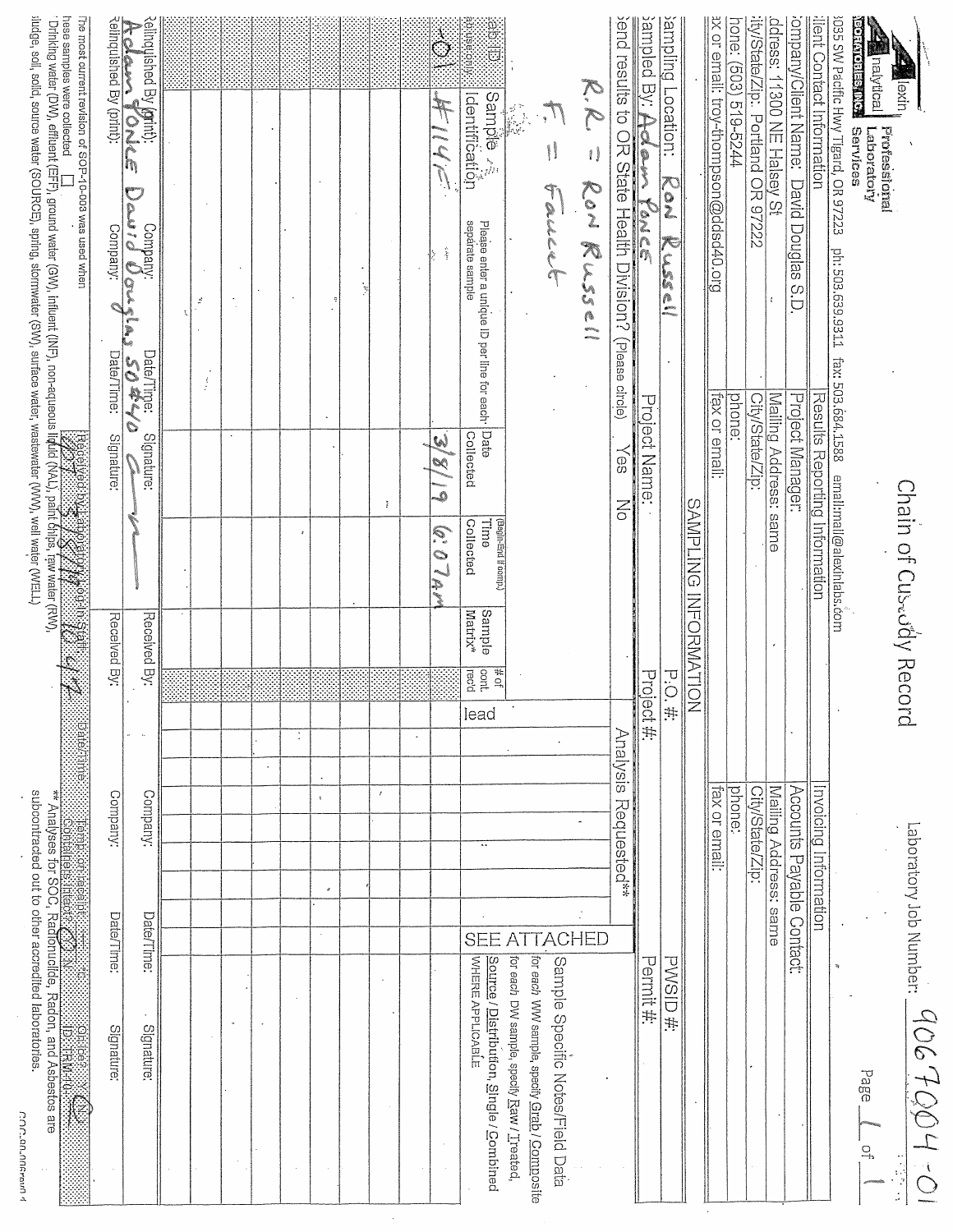**Alexin Analytical Laboratories, Inc. Professional Laboratory Services**

13035 SW Pacific Hwy Tigard, OR 97223 ph: 503.639.9311 fax: 503.684.1588 email: mail@alexinlabs.com

# Chain of Custody Record

Laboratory Job Number: 9067004-01

Page 1 of 1

| Client Contact Information | Results Reporting Information | Invoicing Information |
|---|---|---|
| Company/Client Name: David Douglas S.D. | Project Manager: | Accounts Payable Contact: |
| Address: 11300 NE Halsey St | Mailing Address: same | Mailing Address: same |
| City/State/Zip: Portland OR 97222 | City/State/Zip: | City/State/Zip: |
| Phone: (503) 519-5244 | phone: | phone: |
| Fax or email: troy-thompson@ddsd40.org | fax or email: | fax or email: |

## SAMPLING INFORMATION

Sampling Location: Ron Russell    P.O. #:    PWSID #:

Sampled By: Adam Ponce    Project Name:    Project #:    Permit #:

Send results to OR State Health Division? (Please circle) Yes No

R.R. = Ron Russell

F. = Faucet

Analysis Requested**

| Lab ID (lab use only) | Sample Identification (Please enter a unique ID per line for each separate sample) | Date Collected | Time Collected (Begin-End if comp.) | Sample Matrix* | # of cont. rec'd | lead | | | | | | | | | | Sample Specific Notes/Field Data (for each WW sample, specify Grab / Composite; for each DW sample, specify Raw / Treated, Source / Distribution, Single / Combined WHERE APPLICABLE) |
|---|---|---|---|---|---|---|---|---|---|---|---|---|---|---|---|---|
| -01 | #114F | 3/8/19 | 6:07 AM | | | | | | | | | | | | | SEE ATTACHED |

| Relinquished By (print): | Company: | Date/Time: | Signature: | Received By: | Company: | Date/Time: | Signature: |
|---|---|---|---|---|---|---|---|
| Adam Ponce | David Douglas SD #40 | | | | | | |
| Relinquished By (print): | Company: | Date/Time: | Signature: | Received By: | Company: | Date/Time: | Signature: |

Received by laboratory: 3/8/19 10:47

Temp. on receipt: Containers intact: Y N    On ice: Y N    ID: TRM-10

The most current revision of SOP-10-003 was used when these samples were collected ☐

*Drinking water (DW), effluent (EFF), ground water (GW), influent (INF), non-aqueous liquid (NAL), paint chips, raw water (RW), sludge, soil, solid, source water (SOURCE), spring, stormwater (SW), surface water, wastewater (WW), well water (WELL)

** Analyses for SOC, Radionuclide, Radon, and Asbestos are subcontracted out to other accredited laboratories.